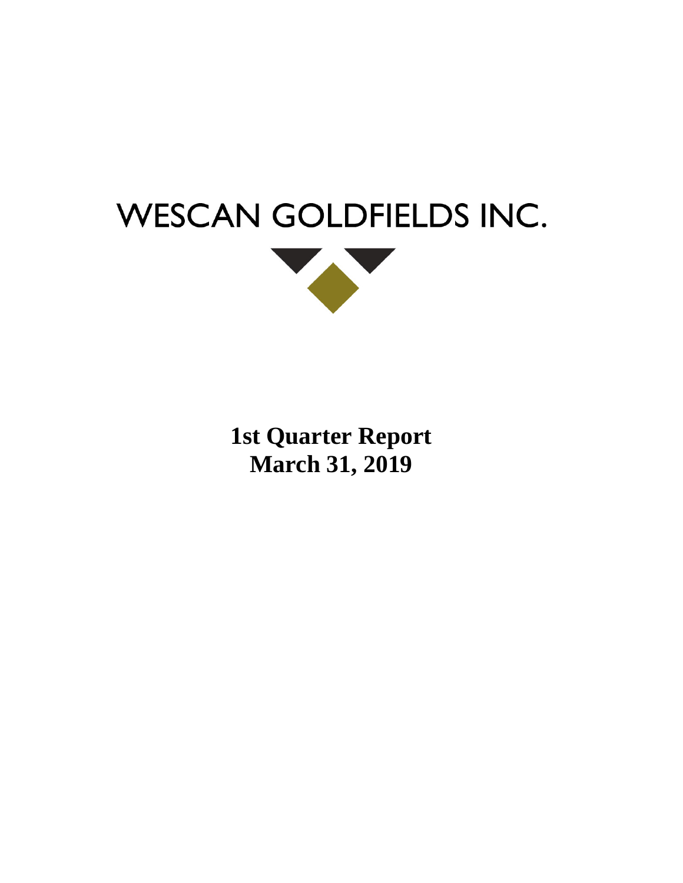# WESCAN GOLDFIELDS INC.

**1st Quarter Report**
**March 31, 2019**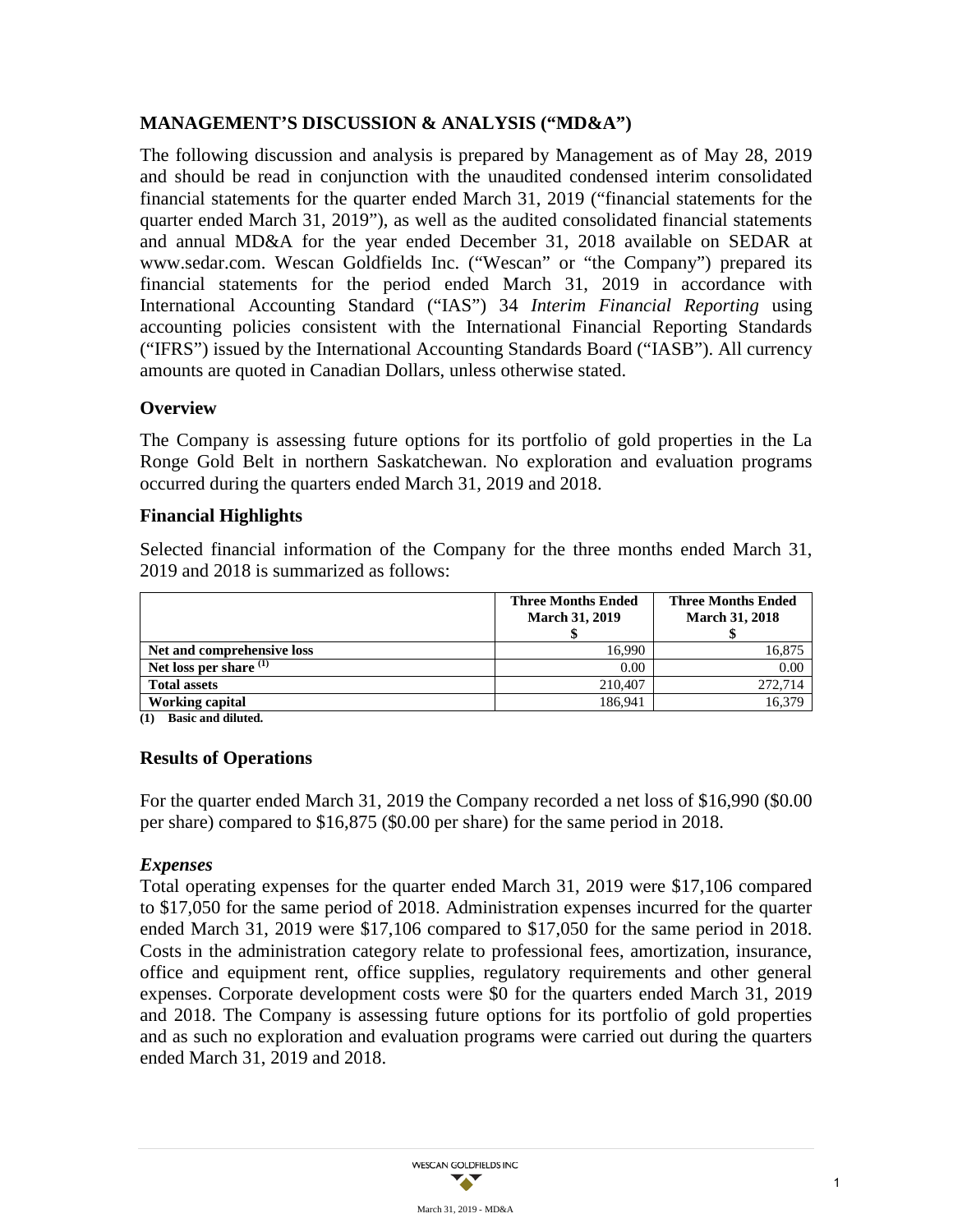## MANAGEMENT'S DISCUSSION & ANALYSIS ("MD&A")

The following discussion and analysis is prepared by Management as of May 28, 2019 and should be read in conjunction with the unaudited condensed interim consolidated financial statements for the quarter ended March 31, 2019 ("financial statements for the quarter ended March 31, 2019"), as well as the audited consolidated financial statements and annual MD&A for the year ended December 31, 2018 available on SEDAR at www.sedar.com. Wescan Goldfields Inc. ("Wescan" or "the Company") prepared its financial statements for the period ended March 31, 2019 in accordance with International Accounting Standard ("IAS") 34 *Interim Financial Reporting* using accounting policies consistent with the International Financial Reporting Standards ("IFRS") issued by the International Accounting Standards Board ("IASB"). All currency amounts are quoted in Canadian Dollars, unless otherwise stated.

### Overview

The Company is assessing future options for its portfolio of gold properties in the La Ronge Gold Belt in northern Saskatchewan. No exploration and evaluation programs occurred during the quarters ended March 31, 2019 and 2018.

### Financial Highlights

Selected financial information of the Company for the three months ended March 31, 2019 and 2018 is summarized as follows:

| | Three Months Ended March 31, 2019 $ | Three Months Ended March 31, 2018 $ |
|---|---|---|
| **Net and comprehensive loss** | 16,990 | 16,875 |
| **Net loss per share (1)** | 0.00 | 0.00 |
| **Total assets** | 210,407 | 272,714 |
| **Working capital** | 186,941 | 16,379 |

**(1) Basic and diluted.**

### Results of Operations

For the quarter ended March 31, 2019 the Company recorded a net loss of $16,990 ($0.00 per share) compared to $16,875 ($0.00 per share) for the same period in 2018.

#### *Expenses*

Total operating expenses for the quarter ended March 31, 2019 were $17,106 compared to $17,050 for the same period of 2018. Administration expenses incurred for the quarter ended March 31, 2019 were $17,106 compared to $17,050 for the same period in 2018. Costs in the administration category relate to professional fees, amortization, insurance, office and equipment rent, office supplies, regulatory requirements and other general expenses. Corporate development costs were $0 for the quarters ended March 31, 2019 and 2018. The Company is assessing future options for its portfolio of gold properties and as such no exploration and evaluation programs were carried out during the quarters ended March 31, 2019 and 2018.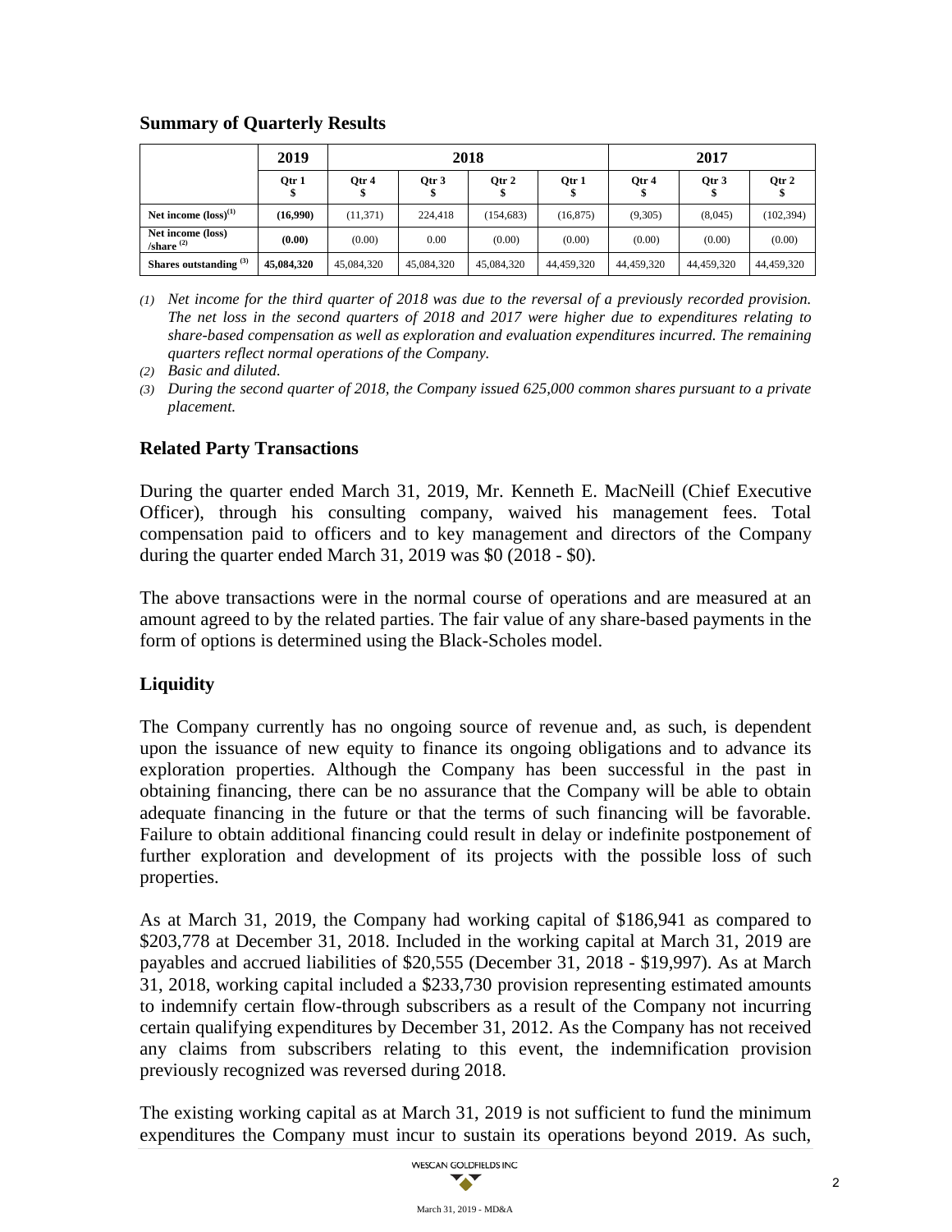## Summary of Quarterly Results

| | 2019 | 2018 | | | | 2017 | | |
|---|---|---|---|---|---|---|---|---|
| | Qtr 1<br>$ | Qtr 4<br>$ | Qtr 3<br>$ | Qtr 2<br>$ | Qtr 1<br>$ | Qtr 4<br>$ | Qtr 3<br>$ | Qtr 2<br>$ |
| **Net income (loss)[(1)]** | **(16,990)** | (11,371) | 224,418 | (154,683) | (16,875) | (9,305) | (8,045) | (102,394) |
| **Net income (loss) /share [(2)]** | **(0.00)** | (0.00) | 0.00 | (0.00) | (0.00) | (0.00) | (0.00) | (0.00) |
| **Shares outstanding [(3)]** | **45,084,320** | 45,084,320 | 45,084,320 | 45,084,320 | 44,459,320 | 44,459,320 | 44,459,320 | 44,459,320 |

*(1) Net income for the third quarter of 2018 was due to the reversal of a previously recorded provision. The net loss in the second quarters of 2018 and 2017 were higher due to expenditures relating to share-based compensation as well as exploration and evaluation expenditures incurred. The remaining quarters reflect normal operations of the Company.*

*(2) Basic and diluted.*

*(3) During the second quarter of 2018, the Company issued 625,000 common shares pursuant to a private placement.*

## Related Party Transactions

During the quarter ended March 31, 2019, Mr. Kenneth E. MacNeill (Chief Executive Officer), through his consulting company, waived his management fees. Total compensation paid to officers and to key management and directors of the Company during the quarter ended March 31, 2019 was $0 (2018 - $0).

The above transactions were in the normal course of operations and are measured at an amount agreed to by the related parties. The fair value of any share-based payments in the form of options is determined using the Black-Scholes model.

## Liquidity

The Company currently has no ongoing source of revenue and, as such, is dependent upon the issuance of new equity to finance its ongoing obligations and to advance its exploration properties. Although the Company has been successful in the past in obtaining financing, there can be no assurance that the Company will be able to obtain adequate financing in the future or that the terms of such financing will be favorable. Failure to obtain additional financing could result in delay or indefinite postponement of further exploration and development of its projects with the possible loss of such properties.

As at March 31, 2019, the Company had working capital of $186,941 as compared to $203,778 at December 31, 2018. Included in the working capital at March 31, 2019 are payables and accrued liabilities of $20,555 (December 31, 2018 - $19,997). As at March 31, 2018, working capital included a $233,730 provision representing estimated amounts to indemnify certain flow-through subscribers as a result of the Company not incurring certain qualifying expenditures by December 31, 2012. As the Company has not received any claims from subscribers relating to this event, the indemnification provision previously recognized was reversed during 2018.

The existing working capital as at March 31, 2019 is not sufficient to fund the minimum expenditures the Company must incur to sustain its operations beyond 2019. As such,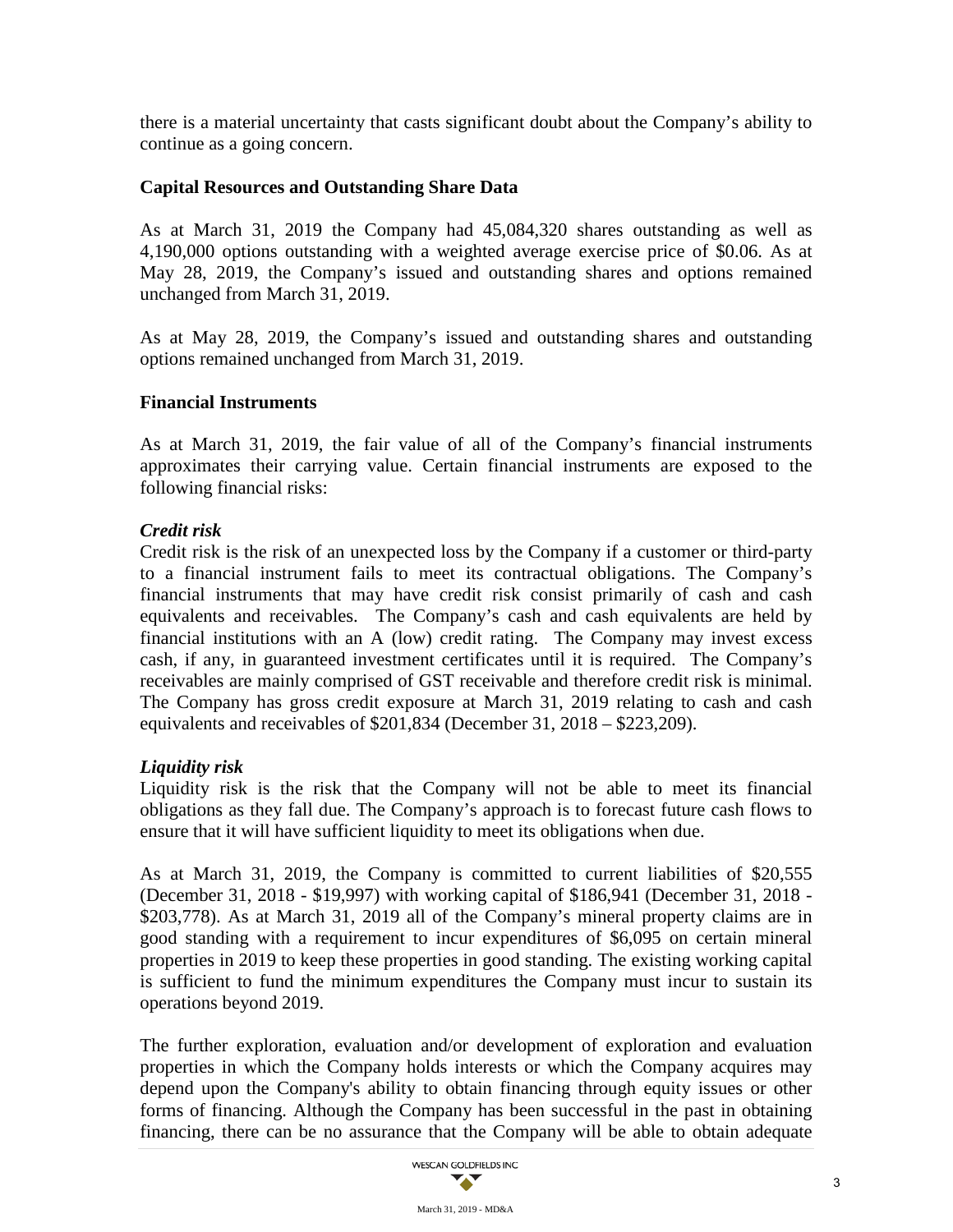there is a material uncertainty that casts significant doubt about the Company's ability to continue as a going concern.

## Capital Resources and Outstanding Share Data

As at March 31, 2019 the Company had 45,084,320 shares outstanding as well as 4,190,000 options outstanding with a weighted average exercise price of $0.06. As at May 28, 2019, the Company's issued and outstanding shares and options remained unchanged from March 31, 2019.

As at May 28, 2019, the Company's issued and outstanding shares and outstanding options remained unchanged from March 31, 2019.

## Financial Instruments

As at March 31, 2019, the fair value of all of the Company's financial instruments approximates their carrying value. Certain financial instruments are exposed to the following financial risks:

### *Credit risk*

Credit risk is the risk of an unexpected loss by the Company if a customer or third-party to a financial instrument fails to meet its contractual obligations. The Company's financial instruments that may have credit risk consist primarily of cash and cash equivalents and receivables. The Company's cash and cash equivalents are held by financial institutions with an A (low) credit rating. The Company may invest excess cash, if any, in guaranteed investment certificates until it is required. The Company's receivables are mainly comprised of GST receivable and therefore credit risk is minimal. The Company has gross credit exposure at March 31, 2019 relating to cash and cash equivalents and receivables of $201,834 (December 31, 2018 – $223,209).

### *Liquidity risk*

Liquidity risk is the risk that the Company will not be able to meet its financial obligations as they fall due. The Company's approach is to forecast future cash flows to ensure that it will have sufficient liquidity to meet its obligations when due.

As at March 31, 2019, the Company is committed to current liabilities of $20,555 (December 31, 2018 - $19,997) with working capital of $186,941 (December 31, 2018 - $203,778). As at March 31, 2019 all of the Company's mineral property claims are in good standing with a requirement to incur expenditures of $6,095 on certain mineral properties in 2019 to keep these properties in good standing. The existing working capital is sufficient to fund the minimum expenditures the Company must incur to sustain its operations beyond 2019.

The further exploration, evaluation and/or development of exploration and evaluation properties in which the Company holds interests or which the Company acquires may depend upon the Company's ability to obtain financing through equity issues or other forms of financing. Although the Company has been successful in the past in obtaining financing, there can be no assurance that the Company will be able to obtain adequate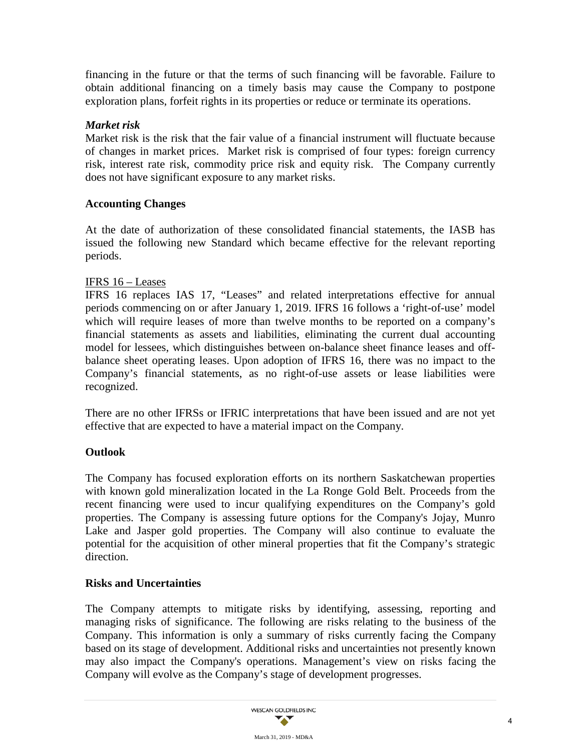financing in the future or that the terms of such financing will be favorable. Failure to obtain additional financing on a timely basis may cause the Company to postpone exploration plans, forfeit rights in its properties or reduce or terminate its operations.

***Market risk***

Market risk is the risk that the fair value of a financial instrument will fluctuate because of changes in market prices. Market risk is comprised of four types: foreign currency risk, interest rate risk, commodity price risk and equity risk. The Company currently does not have significant exposure to any market risks.

## Accounting Changes

At the date of authorization of these consolidated financial statements, the IASB has issued the following new Standard which became effective for the relevant reporting periods.

IFRS 16 – Leases

IFRS 16 replaces IAS 17, "Leases" and related interpretations effective for annual periods commencing on or after January 1, 2019. IFRS 16 follows a 'right-of-use' model which will require leases of more than twelve months to be reported on a company's financial statements as assets and liabilities, eliminating the current dual accounting model for lessees, which distinguishes between on-balance sheet finance leases and off-balance sheet operating leases. Upon adoption of IFRS 16, there was no impact to the Company's financial statements, as no right-of-use assets or lease liabilities were recognized.

There are no other IFRSs or IFRIC interpretations that have been issued and are not yet effective that are expected to have a material impact on the Company.

## Outlook

The Company has focused exploration efforts on its northern Saskatchewan properties with known gold mineralization located in the La Ronge Gold Belt. Proceeds from the recent financing were used to incur qualifying expenditures on the Company's gold properties. The Company is assessing future options for the Company's Jojay, Munro Lake and Jasper gold properties. The Company will also continue to evaluate the potential for the acquisition of other mineral properties that fit the Company's strategic direction.

## Risks and Uncertainties

The Company attempts to mitigate risks by identifying, assessing, reporting and managing risks of significance. The following are risks relating to the business of the Company. This information is only a summary of risks currently facing the Company based on its stage of development. Additional risks and uncertainties not presently known may also impact the Company's operations. Management's view on risks facing the Company will evolve as the Company's stage of development progresses.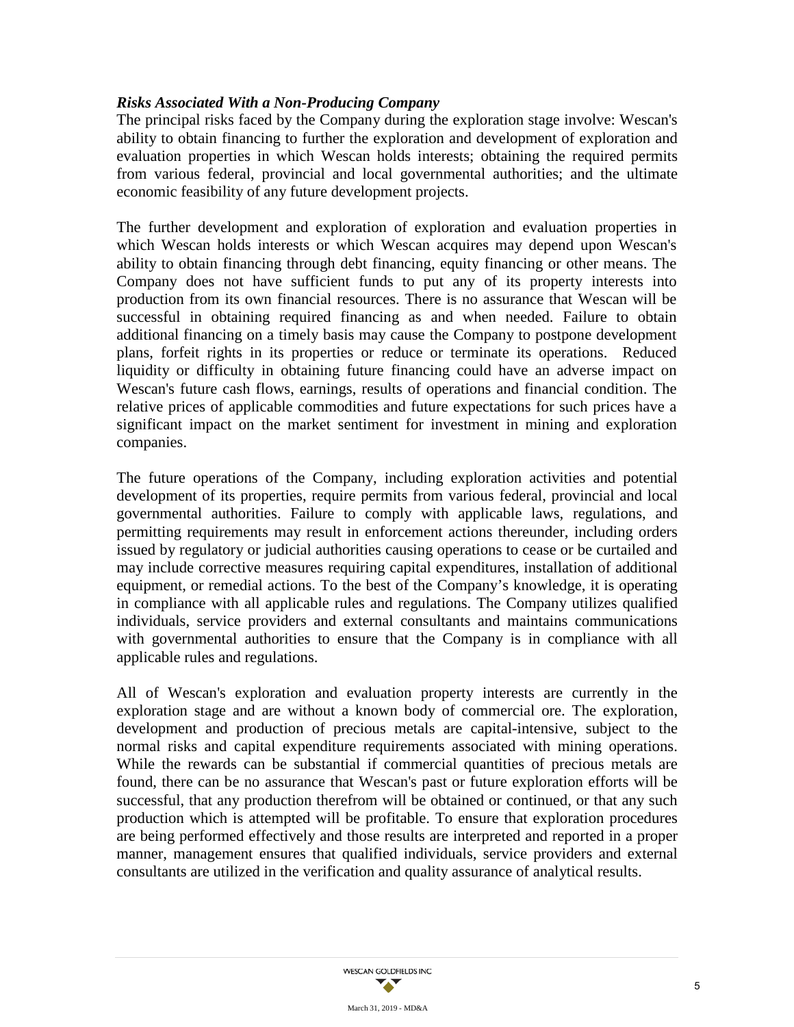### *Risks Associated With a Non-Producing Company*

The principal risks faced by the Company during the exploration stage involve: Wescan's ability to obtain financing to further the exploration and development of exploration and evaluation properties in which Wescan holds interests; obtaining the required permits from various federal, provincial and local governmental authorities; and the ultimate economic feasibility of any future development projects.

The further development and exploration of exploration and evaluation properties in which Wescan holds interests or which Wescan acquires may depend upon Wescan's ability to obtain financing through debt financing, equity financing or other means. The Company does not have sufficient funds to put any of its property interests into production from its own financial resources. There is no assurance that Wescan will be successful in obtaining required financing as and when needed. Failure to obtain additional financing on a timely basis may cause the Company to postpone development plans, forfeit rights in its properties or reduce or terminate its operations. Reduced liquidity or difficulty in obtaining future financing could have an adverse impact on Wescan's future cash flows, earnings, results of operations and financial condition. The relative prices of applicable commodities and future expectations for such prices have a significant impact on the market sentiment for investment in mining and exploration companies.

The future operations of the Company, including exploration activities and potential development of its properties, require permits from various federal, provincial and local governmental authorities. Failure to comply with applicable laws, regulations, and permitting requirements may result in enforcement actions thereunder, including orders issued by regulatory or judicial authorities causing operations to cease or be curtailed and may include corrective measures requiring capital expenditures, installation of additional equipment, or remedial actions. To the best of the Company's knowledge, it is operating in compliance with all applicable rules and regulations. The Company utilizes qualified individuals, service providers and external consultants and maintains communications with governmental authorities to ensure that the Company is in compliance with all applicable rules and regulations.

All of Wescan's exploration and evaluation property interests are currently in the exploration stage and are without a known body of commercial ore. The exploration, development and production of precious metals are capital-intensive, subject to the normal risks and capital expenditure requirements associated with mining operations. While the rewards can be substantial if commercial quantities of precious metals are found, there can be no assurance that Wescan's past or future exploration efforts will be successful, that any production therefrom will be obtained or continued, or that any such production which is attempted will be profitable. To ensure that exploration procedures are being performed effectively and those results are interpreted and reported in a proper manner, management ensures that qualified individuals, service providers and external consultants are utilized in the verification and quality assurance of analytical results.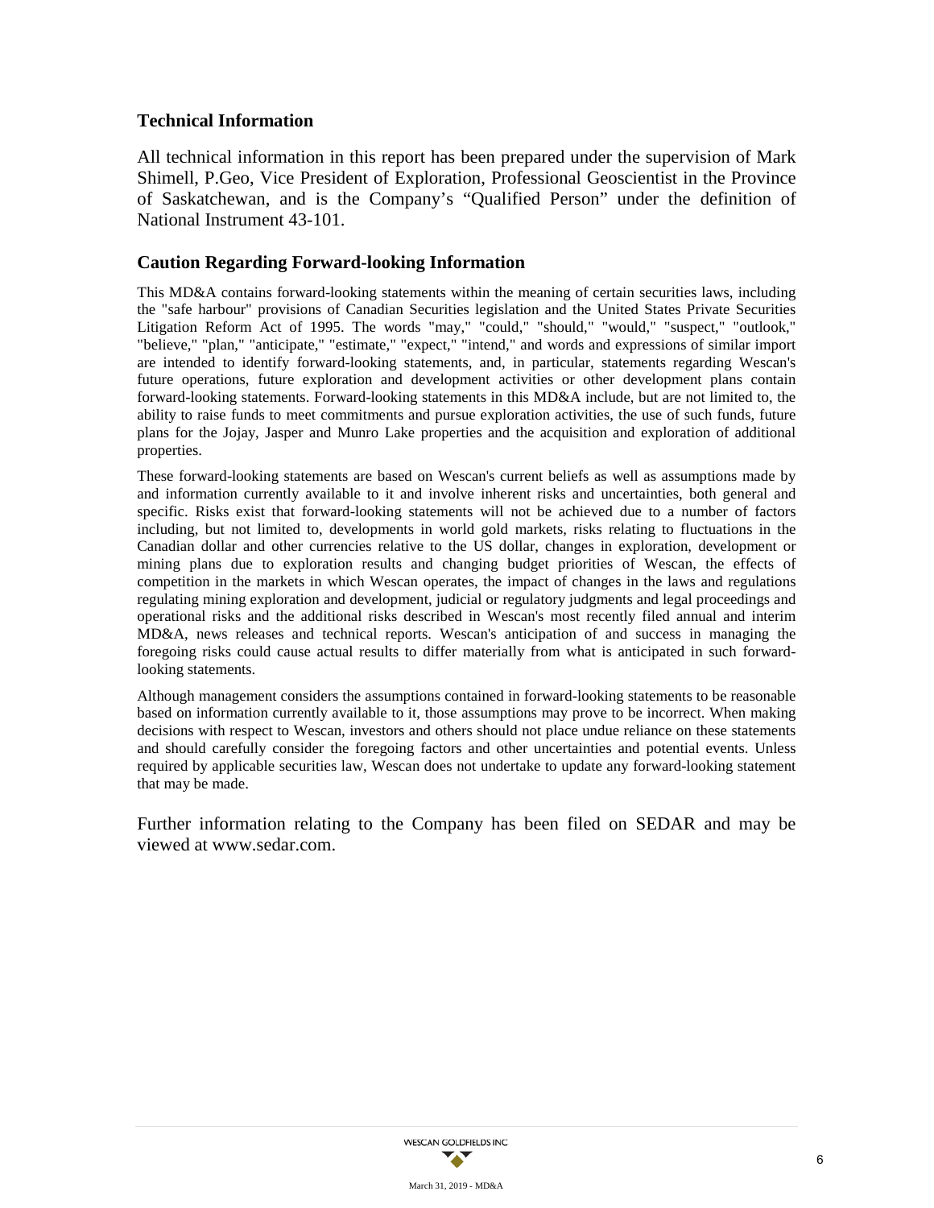## Technical Information

All technical information in this report has been prepared under the supervision of Mark Shimell, P.Geo, Vice President of Exploration, Professional Geoscientist in the Province of Saskatchewan, and is the Company's "Qualified Person" under the definition of National Instrument 43-101.

## Caution Regarding Forward-looking Information

This MD&A contains forward-looking statements within the meaning of certain securities laws, including the "safe harbour" provisions of Canadian Securities legislation and the United States Private Securities Litigation Reform Act of 1995. The words "may," "could," "should," "would," "suspect," "outlook," "believe," "plan," "anticipate," "estimate," "expect," "intend," and words and expressions of similar import are intended to identify forward-looking statements, and, in particular, statements regarding Wescan's future operations, future exploration and development activities or other development plans contain forward-looking statements. Forward-looking statements in this MD&A include, but are not limited to, the ability to raise funds to meet commitments and pursue exploration activities, the use of such funds, future plans for the Jojay, Jasper and Munro Lake properties and the acquisition and exploration of additional properties.

These forward-looking statements are based on Wescan's current beliefs as well as assumptions made by and information currently available to it and involve inherent risks and uncertainties, both general and specific. Risks exist that forward-looking statements will not be achieved due to a number of factors including, but not limited to, developments in world gold markets, risks relating to fluctuations in the Canadian dollar and other currencies relative to the US dollar, changes in exploration, development or mining plans due to exploration results and changing budget priorities of Wescan, the effects of competition in the markets in which Wescan operates, the impact of changes in the laws and regulations regulating mining exploration and development, judicial or regulatory judgments and legal proceedings and operational risks and the additional risks described in Wescan's most recently filed annual and interim MD&A, news releases and technical reports. Wescan's anticipation of and success in managing the foregoing risks could cause actual results to differ materially from what is anticipated in such forward-looking statements.

Although management considers the assumptions contained in forward-looking statements to be reasonable based on information currently available to it, those assumptions may prove to be incorrect. When making decisions with respect to Wescan, investors and others should not place undue reliance on these statements and should carefully consider the foregoing factors and other uncertainties and potential events. Unless required by applicable securities law, Wescan does not undertake to update any forward-looking statement that may be made.

Further information relating to the Company has been filed on SEDAR and may be viewed at www.sedar.com.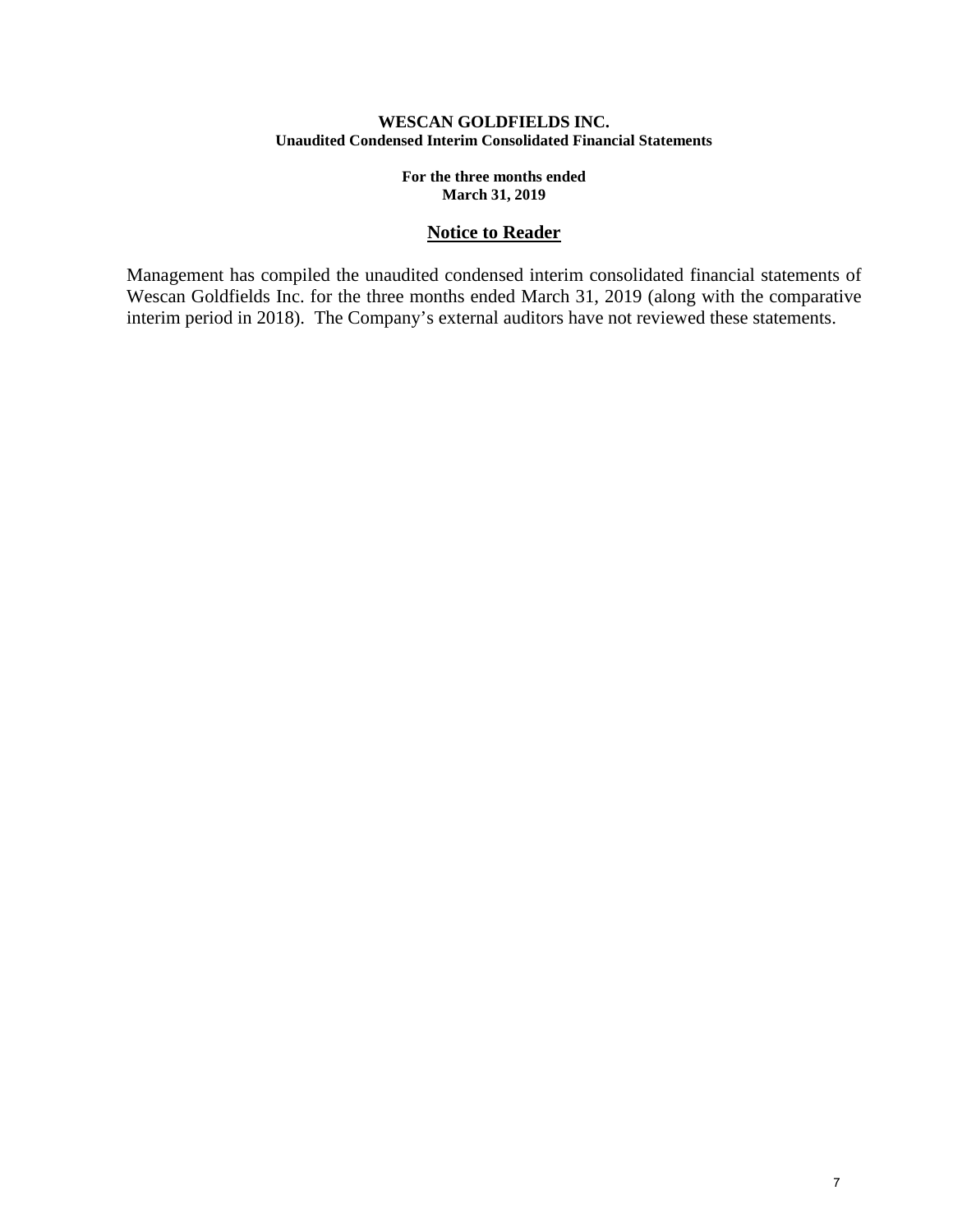**WESCAN GOLDFIELDS INC.**
**Unaudited Condensed Interim Consolidated Financial Statements**

**For the three months ended**
**March 31, 2019**

## Notice to Reader

Management has compiled the unaudited condensed interim consolidated financial statements of Wescan Goldfields Inc. for the three months ended March 31, 2019 (along with the comparative interim period in 2018). The Company's external auditors have not reviewed these statements.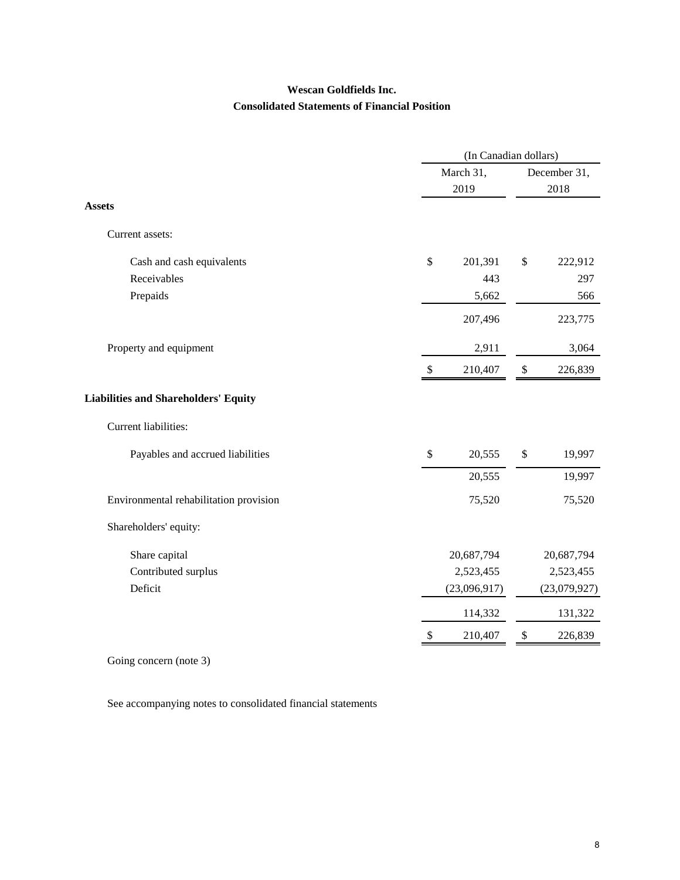# Wescan Goldfields Inc.

## Consolidated Statements of Financial Position

| | (In Canadian dollars) | |
|---|---|---|
| | March 31, 2019 | December 31, 2018 |
| **Assets** | | |
| Current assets: | | |
| Cash and cash equivalents | $ 201,391 | $ 222,912 |
| Receivables | 443 | 297 |
| Prepaids | 5,662 | 566 |
| | 207,496 | 223,775 |
| Property and equipment | 2,911 | 3,064 |
| | $ 210,407 | $ 226,839 |
| **Liabilities and Shareholders' Equity** | | |
| Current liabilities: | | |
| Payables and accrued liabilities | $ 20,555 | $ 19,997 |
| | 20,555 | 19,997 |
| Environmental rehabilitation provision | 75,520 | 75,520 |
| Shareholders' equity: | | |
| Share capital | 20,687,794 | 20,687,794 |
| Contributed surplus | 2,523,455 | 2,523,455 |
| Deficit | (23,096,917) | (23,079,927) |
| | 114,332 | 131,322 |
| | $ 210,407 | $ 226,839 |

Going concern (note 3)

See accompanying notes to consolidated financial statements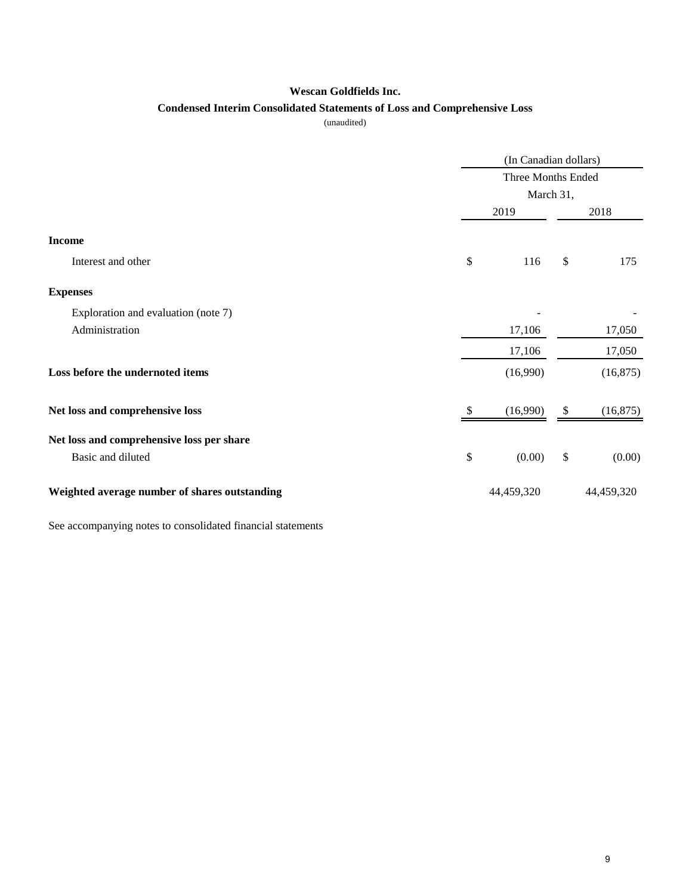# Wescan Goldfields Inc.

## Condensed Interim Consolidated Statements of Loss and Comprehensive Loss

(unaudited)

| | (In Canadian dollars) | |
|---|---|---|
| | Three Months Ended March 31, | |
| | 2019 | 2018 |
| **Income** | | |
| Interest and other | $ 116 | $ 175 |
| **Expenses** | | |
| Exploration and evaluation (note 7) | - | - |
| Administration | 17,106 | 17,050 |
| | 17,106 | 17,050 |
| **Loss before the undernoted items** | (16,990) | (16,875) |
| **Net loss and comprehensive loss** | $ (16,990) | $ (16,875) |
| **Net loss and comprehensive loss per share** | | |
| Basic and diluted | $ (0.00) | $ (0.00) |
| **Weighted average number of shares outstanding** | 44,459,320 | 44,459,320 |

See accompanying notes to consolidated financial statements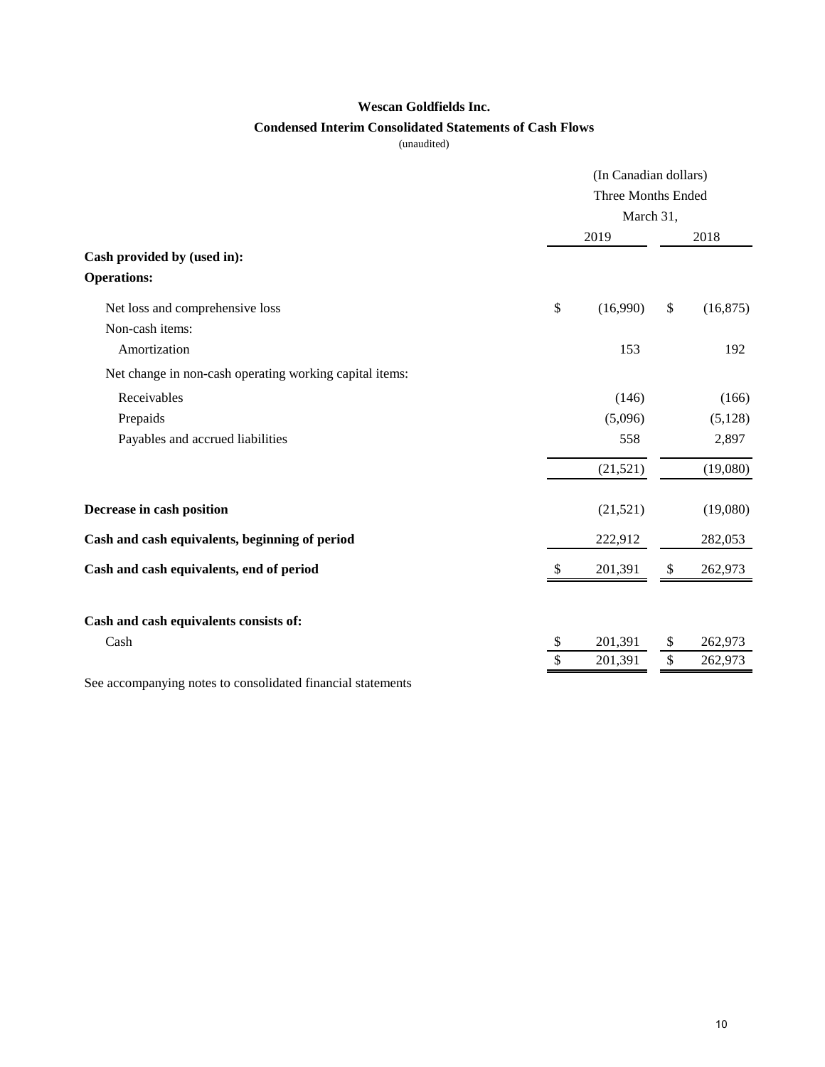**Wescan Goldfields Inc.**

**Condensed Interim Consolidated Statements of Cash Flows**

(unaudited)

| | (In Canadian dollars) Three Months Ended March 31, | |
|---|---|---|
| | 2019 | 2018 |
| **Cash provided by (used in):** | | |
| **Operations:** | | |
| Net loss and comprehensive loss | $ (16,990) | $ (16,875) |
| Non-cash items: | | |
| Amortization | 153 | 192 |
| Net change in non-cash operating working capital items: | | |
| Receivables | (146) | (166) |
| Prepaids | (5,096) | (5,128) |
| Payables and accrued liabilities | 558 | 2,897 |
| | (21,521) | (19,080) |
| **Decrease in cash position** | (21,521) | (19,080) |
| **Cash and cash equivalents, beginning of period** | 222,912 | 282,053 |
| **Cash and cash equivalents, end of period** | $ 201,391 | $ 262,973 |
| **Cash and cash equivalents consists of:** | | |
| Cash | $ 201,391 | $ 262,973 |
| | $ 201,391 | $ 262,973 |

See accompanying notes to consolidated financial statements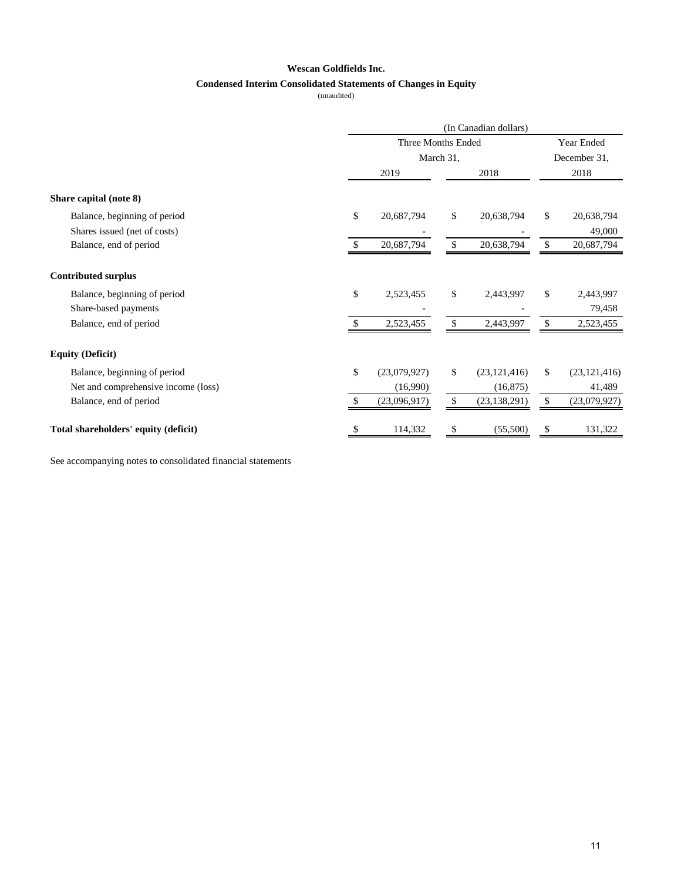**Wescan Goldfields Inc.**

**Condensed Interim Consolidated Statements of Changes in Equity**

(unaudited)

| | (In Canadian dollars) | | |
|---|---|---|---|
| | Three Months Ended March 31, | | Year Ended December 31, |
| | 2019 | 2018 | 2018 |
| **Share capital (note 8)** | | | |
| Balance, beginning of period | $ 20,687,794 | $ 20,638,794 | $ 20,638,794 |
| Shares issued (net of costs) | - | - | 49,000 |
| Balance, end of period | $ 20,687,794 | $ 20,638,794 | $ 20,687,794 |
| **Contributed surplus** | | | |
| Balance, beginning of period | $ 2,523,455 | $ 2,443,997 | $ 2,443,997 |
| Share-based payments | - | - | 79,458 |
| Balance, end of period | $ 2,523,455 | $ 2,443,997 | $ 2,523,455 |
| **Equity (Deficit)** | | | |
| Balance, beginning of period | $ (23,079,927) | $ (23,121,416) | $ (23,121,416) |
| Net and comprehensive income (loss) | (16,990) | (16,875) | 41,489 |
| Balance, end of period | $ (23,096,917) | $ (23,138,291) | $ (23,079,927) |
| **Total shareholders' equity (deficit)** | $ 114,332 | $ (55,500) | $ 131,322 |

See accompanying notes to consolidated financial statements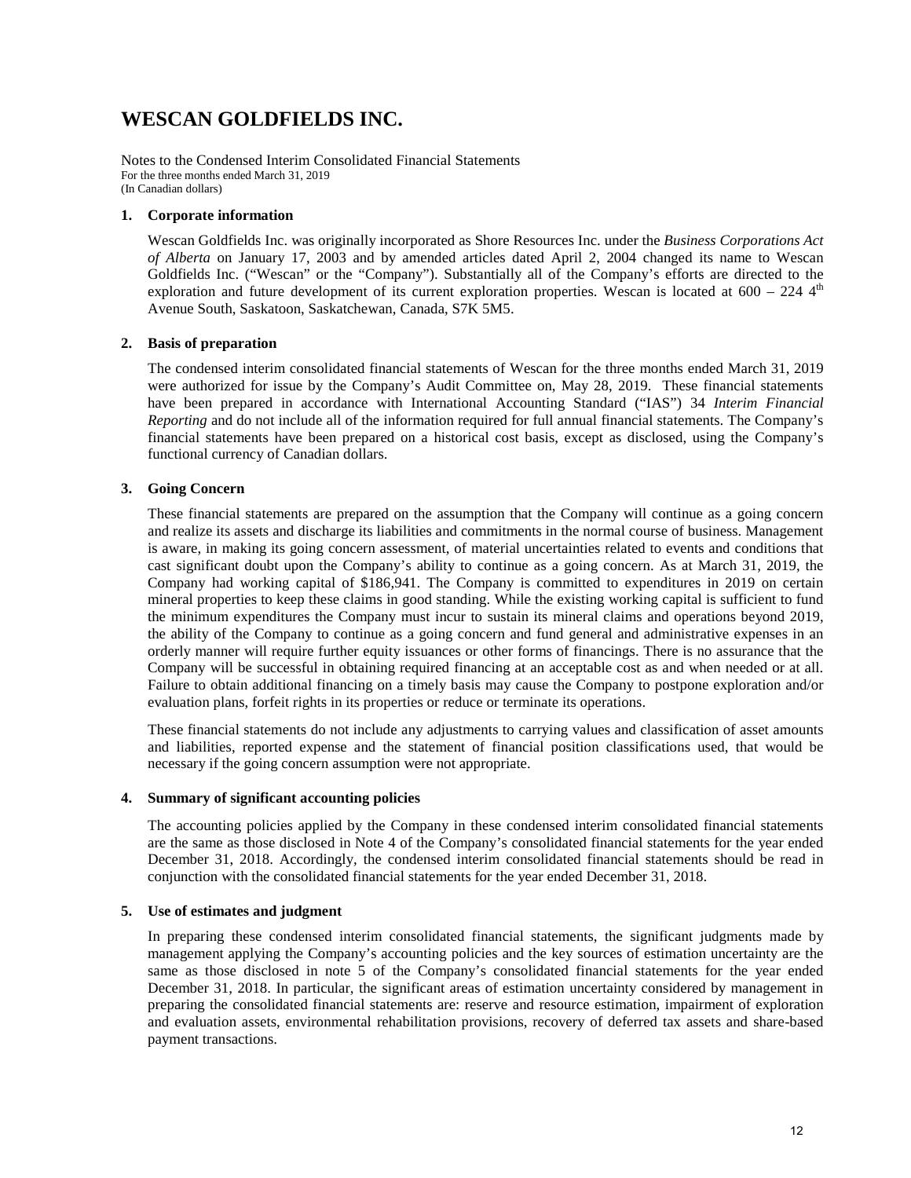# WESCAN GOLDFIELDS INC.

Notes to the Condensed Interim Consolidated Financial Statements
For the three months ended March 31, 2019
(In Canadian dollars)

## 1. Corporate information

Wescan Goldfields Inc. was originally incorporated as Shore Resources Inc. under the *Business Corporations Act of Alberta* on January 17, 2003 and by amended articles dated April 2, 2004 changed its name to Wescan Goldfields Inc. ("Wescan" or the "Company"). Substantially all of the Company's efforts are directed to the exploration and future development of its current exploration properties. Wescan is located at 600 – 224 4th Avenue South, Saskatoon, Saskatchewan, Canada, S7K 5M5.

## 2. Basis of preparation

The condensed interim consolidated financial statements of Wescan for the three months ended March 31, 2019 were authorized for issue by the Company's Audit Committee on, May 28, 2019. These financial statements have been prepared in accordance with International Accounting Standard ("IAS") 34 *Interim Financial Reporting* and do not include all of the information required for full annual financial statements. The Company's financial statements have been prepared on a historical cost basis, except as disclosed, using the Company's functional currency of Canadian dollars.

## 3. Going Concern

These financial statements are prepared on the assumption that the Company will continue as a going concern and realize its assets and discharge its liabilities and commitments in the normal course of business. Management is aware, in making its going concern assessment, of material uncertainties related to events and conditions that cast significant doubt upon the Company's ability to continue as a going concern. As at March 31, 2019, the Company had working capital of $186,941. The Company is committed to expenditures in 2019 on certain mineral properties to keep these claims in good standing. While the existing working capital is sufficient to fund the minimum expenditures the Company must incur to sustain its mineral claims and operations beyond 2019, the ability of the Company to continue as a going concern and fund general and administrative expenses in an orderly manner will require further equity issuances or other forms of financings. There is no assurance that the Company will be successful in obtaining required financing at an acceptable cost as and when needed or at all. Failure to obtain additional financing on a timely basis may cause the Company to postpone exploration and/or evaluation plans, forfeit rights in its properties or reduce or terminate its operations.

These financial statements do not include any adjustments to carrying values and classification of asset amounts and liabilities, reported expense and the statement of financial position classifications used, that would be necessary if the going concern assumption were not appropriate.

## 4. Summary of significant accounting policies

The accounting policies applied by the Company in these condensed interim consolidated financial statements are the same as those disclosed in Note 4 of the Company's consolidated financial statements for the year ended December 31, 2018. Accordingly, the condensed interim consolidated financial statements should be read in conjunction with the consolidated financial statements for the year ended December 31, 2018.

## 5. Use of estimates and judgment

In preparing these condensed interim consolidated financial statements, the significant judgments made by management applying the Company's accounting policies and the key sources of estimation uncertainty are the same as those disclosed in note 5 of the Company's consolidated financial statements for the year ended December 31, 2018. In particular, the significant areas of estimation uncertainty considered by management in preparing the consolidated financial statements are: reserve and resource estimation, impairment of exploration and evaluation assets, environmental rehabilitation provisions, recovery of deferred tax assets and share-based payment transactions.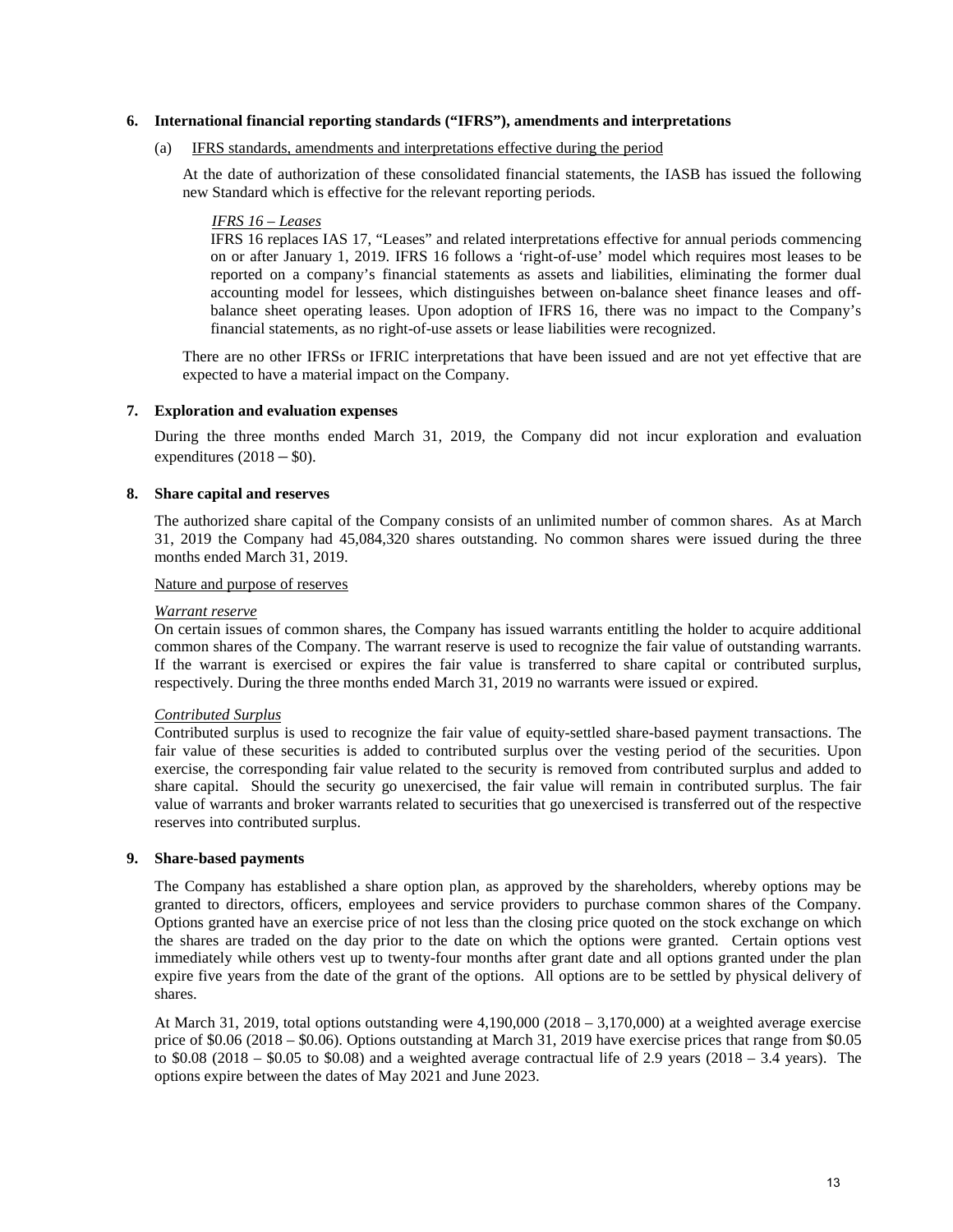## 6. International financial reporting standards ("IFRS"), amendments and interpretations

(a) IFRS standards, amendments and interpretations effective during the period

At the date of authorization of these consolidated financial statements, the IASB has issued the following new Standard which is effective for the relevant reporting periods.

*IFRS 16 – Leases*
IFRS 16 replaces IAS 17, "Leases" and related interpretations effective for annual periods commencing on or after January 1, 2019. IFRS 16 follows a 'right-of-use' model which requires most leases to be reported on a company's financial statements as assets and liabilities, eliminating the former dual accounting model for lessees, which distinguishes between on-balance sheet finance leases and off-balance sheet operating leases. Upon adoption of IFRS 16, there was no impact to the Company's financial statements, as no right-of-use assets or lease liabilities were recognized.

There are no other IFRSs or IFRIC interpretations that have been issued and are not yet effective that are expected to have a material impact on the Company.

## 7. Exploration and evaluation expenses

During the three months ended March 31, 2019, the Company did not incur exploration and evaluation expenditures (2018 – $0).

## 8. Share capital and reserves

The authorized share capital of the Company consists of an unlimited number of common shares. As at March 31, 2019 the Company had 45,084,320 shares outstanding. No common shares were issued during the three months ended March 31, 2019.

Nature and purpose of reserves

*Warrant reserve*
On certain issues of common shares, the Company has issued warrants entitling the holder to acquire additional common shares of the Company. The warrant reserve is used to recognize the fair value of outstanding warrants. If the warrant is exercised or expires the fair value is transferred to share capital or contributed surplus, respectively. During the three months ended March 31, 2019 no warrants were issued or expired.

*Contributed Surplus*
Contributed surplus is used to recognize the fair value of equity-settled share-based payment transactions. The fair value of these securities is added to contributed surplus over the vesting period of the securities. Upon exercise, the corresponding fair value related to the security is removed from contributed surplus and added to share capital. Should the security go unexercised, the fair value will remain in contributed surplus. The fair value of warrants and broker warrants related to securities that go unexercised is transferred out of the respective reserves into contributed surplus.

## 9. Share-based payments

The Company has established a share option plan, as approved by the shareholders, whereby options may be granted to directors, officers, employees and service providers to purchase common shares of the Company. Options granted have an exercise price of not less than the closing price quoted on the stock exchange on which the shares are traded on the day prior to the date on which the options were granted. Certain options vest immediately while others vest up to twenty-four months after grant date and all options granted under the plan expire five years from the date of the grant of the options. All options are to be settled by physical delivery of shares.

At March 31, 2019, total options outstanding were 4,190,000 (2018 – 3,170,000) at a weighted average exercise price of $0.06 (2018 – $0.06). Options outstanding at March 31, 2019 have exercise prices that range from $0.05 to $0.08 (2018 – $0.05 to $0.08) and a weighted average contractual life of 2.9 years (2018 – 3.4 years). The options expire between the dates of May 2021 and June 2023.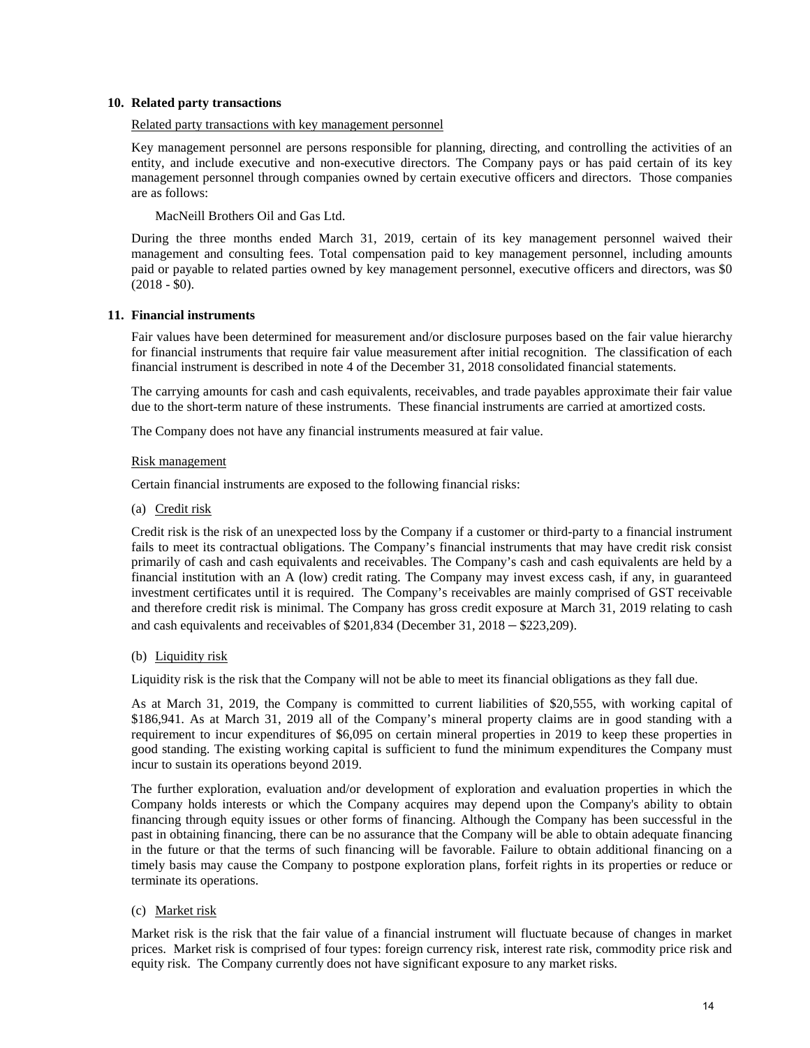## 10. Related party transactions

Related party transactions with key management personnel

Key management personnel are persons responsible for planning, directing, and controlling the activities of an entity, and include executive and non-executive directors. The Company pays or has paid certain of its key management personnel through companies owned by certain executive officers and directors. Those companies are as follows:

MacNeill Brothers Oil and Gas Ltd.

During the three months ended March 31, 2019, certain of its key management personnel waived their management and consulting fees. Total compensation paid to key management personnel, including amounts paid or payable to related parties owned by key management personnel, executive officers and directors, was $0 (2018 - $0).

## 11. Financial instruments

Fair values have been determined for measurement and/or disclosure purposes based on the fair value hierarchy for financial instruments that require fair value measurement after initial recognition. The classification of each financial instrument is described in note 4 of the December 31, 2018 consolidated financial statements.

The carrying amounts for cash and cash equivalents, receivables, and trade payables approximate their fair value due to the short-term nature of these instruments. These financial instruments are carried at amortized costs.

The Company does not have any financial instruments measured at fair value.

Risk management

Certain financial instruments are exposed to the following financial risks:

(a) Credit risk

Credit risk is the risk of an unexpected loss by the Company if a customer or third-party to a financial instrument fails to meet its contractual obligations. The Company's financial instruments that may have credit risk consist primarily of cash and cash equivalents and receivables. The Company's cash and cash equivalents are held by a financial institution with an A (low) credit rating. The Company may invest excess cash, if any, in guaranteed investment certificates until it is required. The Company's receivables are mainly comprised of GST receivable and therefore credit risk is minimal. The Company has gross credit exposure at March 31, 2019 relating to cash and cash equivalents and receivables of $201,834 (December 31, 2018 – $223,209).

(b) Liquidity risk

Liquidity risk is the risk that the Company will not be able to meet its financial obligations as they fall due.

As at March 31, 2019, the Company is committed to current liabilities of $20,555, with working capital of $186,941. As at March 31, 2019 all of the Company's mineral property claims are in good standing with a requirement to incur expenditures of $6,095 on certain mineral properties in 2019 to keep these properties in good standing. The existing working capital is sufficient to fund the minimum expenditures the Company must incur to sustain its operations beyond 2019.

The further exploration, evaluation and/or development of exploration and evaluation properties in which the Company holds interests or which the Company acquires may depend upon the Company's ability to obtain financing through equity issues or other forms of financing. Although the Company has been successful in the past in obtaining financing, there can be no assurance that the Company will be able to obtain adequate financing in the future or that the terms of such financing will be favorable. Failure to obtain additional financing on a timely basis may cause the Company to postpone exploration plans, forfeit rights in its properties or reduce or terminate its operations.

(c) Market risk

Market risk is the risk that the fair value of a financial instrument will fluctuate because of changes in market prices. Market risk is comprised of four types: foreign currency risk, interest rate risk, commodity price risk and equity risk. The Company currently does not have significant exposure to any market risks.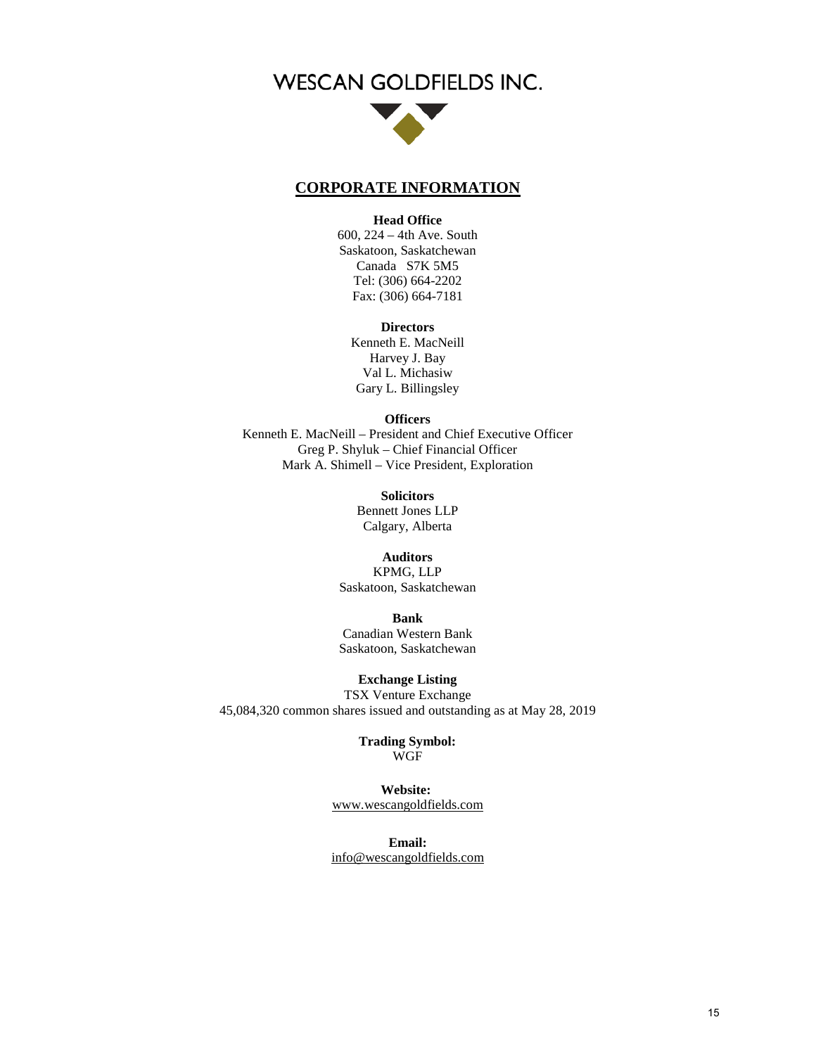# WESCAN GOLDFIELDS INC.

## CORPORATE INFORMATION

**Head Office**
600, 224 – 4th Ave. South
Saskatoon, Saskatchewan
Canada S7K 5M5
Tel: (306) 664-2202
Fax: (306) 664-7181

**Directors**
Kenneth E. MacNeill
Harvey J. Bay
Val L. Michasiw
Gary L. Billingsley

**Officers**
Kenneth E. MacNeill – President and Chief Executive Officer
Greg P. Shyluk – Chief Financial Officer
Mark A. Shimell – Vice President, Exploration

**Solicitors**
Bennett Jones LLP
Calgary, Alberta

**Auditors**
KPMG, LLP
Saskatoon, Saskatchewan

**Bank**
Canadian Western Bank
Saskatoon, Saskatchewan

**Exchange Listing**
TSX Venture Exchange
45,084,320 common shares issued and outstanding as at May 28, 2019

**Trading Symbol:**
WGF

**Website:**
www.wescangoldfields.com

**Email:**
info@wescangoldfields.com